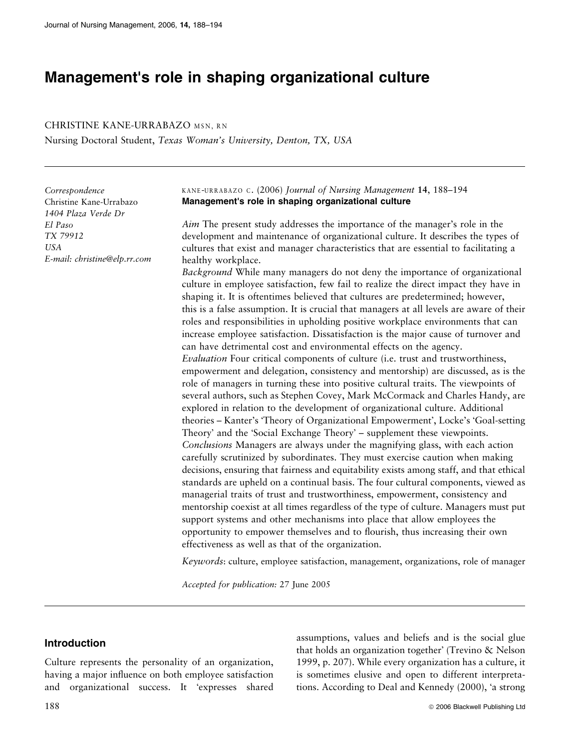# Management's role in shaping organizational culture

CHRISTINE KANE-URRABAZO MSN, RN

Nursing Doctoral Student, *Texas Woman's University, Denton, TX, USA*

*Correspondence*
Christine Kane-Urrabazo
*1404 Plaza Verde Dr*
*El Paso*
*TX 79912*
*USA*
*E-mail: christine@elp.rr.com*

KANE-URRABAZO C. (2006) *Journal of Nursing Management* **14**, 188–194
**Management's role in shaping organizational culture**

*Aim* The present study addresses the importance of the manager's role in the development and maintenance of organizational culture. It describes the types of cultures that exist and manager characteristics that are essential to facilitating a healthy workplace.

*Background* While many managers do not deny the importance of organizational culture in employee satisfaction, few fail to realize the direct impact they have in shaping it. It is oftentimes believed that cultures are predetermined; however, this is a false assumption. It is crucial that managers at all levels are aware of their roles and responsibilities in upholding positive workplace environments that can increase employee satisfaction. Dissatisfaction is the major cause of turnover and can have detrimental cost and environmental effects on the agency.

*Evaluation* Four critical components of culture (i.e. trust and trustworthiness, empowerment and delegation, consistency and mentorship) are discussed, as is the role of managers in turning these into positive cultural traits. The viewpoints of several authors, such as Stephen Covey, Mark McCormack and Charles Handy, are explored in relation to the development of organizational culture. Additional theories – Kanter's 'Theory of Organizational Empowerment', Locke's 'Goal-setting Theory' and the 'Social Exchange Theory' – supplement these viewpoints.

*Conclusions* Managers are always under the magnifying glass, with each action carefully scrutinized by subordinates. They must exercise caution when making decisions, ensuring that fairness and equitability exists among staff, and that ethical standards are upheld on a continual basis. The four cultural components, viewed as managerial traits of trust and trustworthiness, empowerment, consistency and mentorship coexist at all times regardless of the type of culture. Managers must put support systems and other mechanisms into place that allow employees the opportunity to empower themselves and to flourish, thus increasing their own effectiveness as well as that of the organization.

*Keywords*: culture, employee satisfaction, management, organizations, role of manager

*Accepted for publication:* 27 June 2005

## Introduction

Culture represents the personality of an organization, having a major influence on both employee satisfaction and organizational success. It 'expresses shared assumptions, values and beliefs and is the social glue that holds an organization together' (Trevino & Nelson 1999, p. 207). While every organization has a culture, it is sometimes elusive and open to different interpretations. According to Deal and Kennedy (2000), 'a strong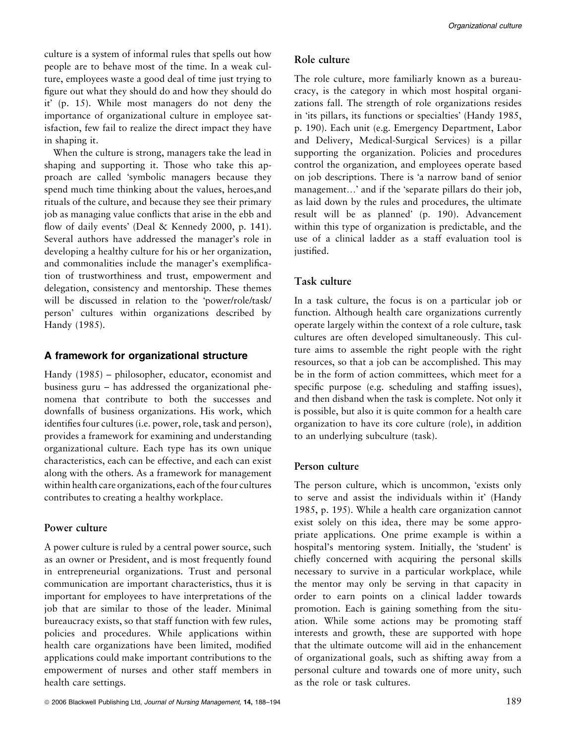culture is a system of informal rules that spells out how people are to behave most of the time. In a weak culture, employees waste a good deal of time just trying to figure out what they should do and how they should do it' (p. 15). While most managers do not deny the importance of organizational culture in employee satisfaction, few fail to realize the direct impact they have in shaping it.

When the culture is strong, managers take the lead in shaping and supporting it. Those who take this approach are called 'symbolic managers because they spend much time thinking about the values, heroes,and rituals of the culture, and because they see their primary job as managing value conflicts that arise in the ebb and flow of daily events' (Deal & Kennedy 2000, p. 141). Several authors have addressed the manager's role in developing a healthy culture for his or her organization, and commonalities include the manager's exemplification of trustworthiness and trust, empowerment and delegation, consistency and mentorship. These themes will be discussed in relation to the 'power/role/task/person' cultures within organizations described by Handy (1985).

## A framework for organizational structure

Handy (1985) – philosopher, educator, economist and business guru – has addressed the organizational phenomena that contribute to both the successes and downfalls of business organizations. His work, which identifies four cultures (i.e. power, role, task and person), provides a framework for examining and understanding organizational culture. Each type has its own unique characteristics, each can be effective, and each can exist along with the others. As a framework for management within health care organizations, each of the four cultures contributes to creating a healthy workplace.

### Power culture

A power culture is ruled by a central power source, such as an owner or President, and is most frequently found in entrepreneurial organizations. Trust and personal communication are important characteristics, thus it is important for employees to have interpretations of the job that are similar to those of the leader. Minimal bureaucracy exists, so that staff function with few rules, policies and procedures. While applications within health care organizations have been limited, modified applications could make important contributions to the empowerment of nurses and other staff members in health care settings.

### Role culture

The role culture, more familiarly known as a bureaucracy, is the category in which most hospital organizations fall. The strength of role organizations resides in 'its pillars, its functions or specialties' (Handy 1985, p. 190). Each unit (e.g. Emergency Department, Labor and Delivery, Medical-Surgical Services) is a pillar supporting the organization. Policies and procedures control the organization, and employees operate based on job descriptions. There is 'a narrow band of senior management…' and if the 'separate pillars do their job, as laid down by the rules and procedures, the ultimate result will be as planned' (p. 190). Advancement within this type of organization is predictable, and the use of a clinical ladder as a staff evaluation tool is justified.

### Task culture

In a task culture, the focus is on a particular job or function. Although health care organizations currently operate largely within the context of a role culture, task cultures are often developed simultaneously. This culture aims to assemble the right people with the right resources, so that a job can be accomplished. This may be in the form of action committees, which meet for a specific purpose (e.g. scheduling and staffing issues), and then disband when the task is complete. Not only it is possible, but also it is quite common for a health care organization to have its core culture (role), in addition to an underlying subculture (task).

### Person culture

The person culture, which is uncommon, 'exists only to serve and assist the individuals within it' (Handy 1985, p. 195). While a health care organization cannot exist solely on this idea, there may be some appropriate applications. One prime example is within a hospital's mentoring system. Initially, the 'student' is chiefly concerned with acquiring the personal skills necessary to survive in a particular workplace, while the mentor may only be serving in that capacity in order to earn points on a clinical ladder towards promotion. Each is gaining something from the situation. While some actions may be promoting staff interests and growth, these are supported with hope that the ultimate outcome will aid in the enhancement of organizational goals, such as shifting away from a personal culture and towards one of more unity, such as the role or task cultures.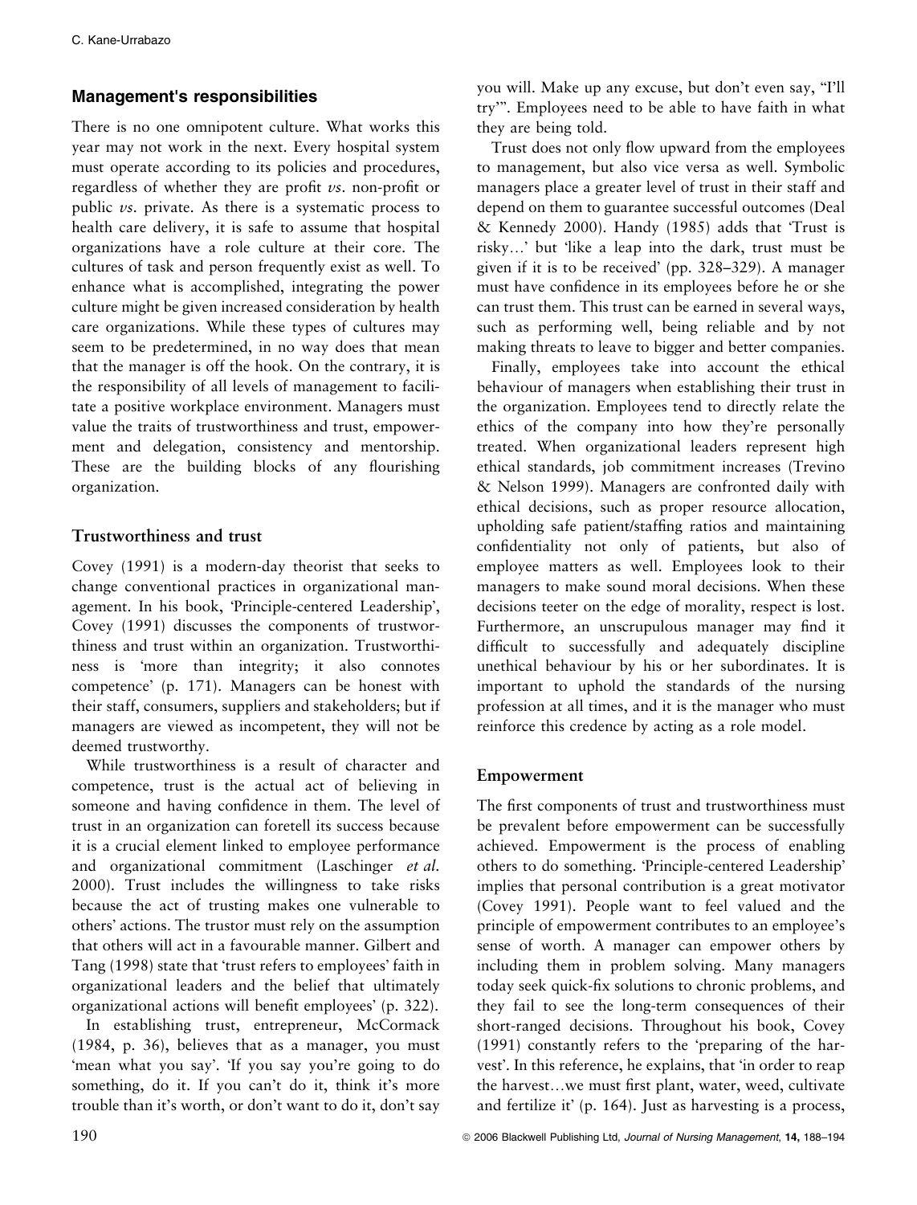## Management's responsibilities

There is no one omnipotent culture. What works this year may not work in the next. Every hospital system must operate according to its policies and procedures, regardless of whether they are profit *vs*. non-profit or public *vs*. private. As there is a systematic process to health care delivery, it is safe to assume that hospital organizations have a role culture at their core. The cultures of task and person frequently exist as well. To enhance what is accomplished, integrating the power culture might be given increased consideration by health care organizations. While these types of cultures may seem to be predetermined, in no way does that mean that the manager is off the hook. On the contrary, it is the responsibility of all levels of management to facilitate a positive workplace environment. Managers must value the traits of trustworthiness and trust, empowerment and delegation, consistency and mentorship. These are the building blocks of any flourishing organization.

### Trustworthiness and trust

Covey (1991) is a modern-day theorist that seeks to change conventional practices in organizational management. In his book, 'Principle-centered Leadership', Covey (1991) discusses the components of trustworthiness and trust within an organization. Trustworthiness is 'more than integrity; it also connotes competence' (p. 171). Managers can be honest with their staff, consumers, suppliers and stakeholders; but if managers are viewed as incompetent, they will not be deemed trustworthy.

While trustworthiness is a result of character and competence, trust is the actual act of believing in someone and having confidence in them. The level of trust in an organization can foretell its success because it is a crucial element linked to employee performance and organizational commitment (Laschinger *et al.* 2000). Trust includes the willingness to take risks because the act of trusting makes one vulnerable to others' actions. The trustor must rely on the assumption that others will act in a favourable manner. Gilbert and Tang (1998) state that 'trust refers to employees' faith in organizational leaders and the belief that ultimately organizational actions will benefit employees' (p. 322).

In establishing trust, entrepreneur, McCormack (1984, p. 36), believes that as a manager, you must 'mean what you say'. 'If you say you're going to do something, do it. If you can't do it, think it's more trouble than it's worth, or don't want to do it, don't say you will. Make up any excuse, but don't even say, "I'll try"'. Employees need to be able to have faith in what they are being told.

Trust does not only flow upward from the employees to management, but also vice versa as well. Symbolic managers place a greater level of trust in their staff and depend on them to guarantee successful outcomes (Deal & Kennedy 2000). Handy (1985) adds that 'Trust is risky…' but 'like a leap into the dark, trust must be given if it is to be received' (pp. 328–329). A manager must have confidence in its employees before he or she can trust them. This trust can be earned in several ways, such as performing well, being reliable and by not making threats to leave to bigger and better companies.

Finally, employees take into account the ethical behaviour of managers when establishing their trust in the organization. Employees tend to directly relate the ethics of the company into how they're personally treated. When organizational leaders represent high ethical standards, job commitment increases (Trevino & Nelson 1999). Managers are confronted daily with ethical decisions, such as proper resource allocation, upholding safe patient/staffing ratios and maintaining confidentiality not only of patients, but also of employee matters as well. Employees look to their managers to make sound moral decisions. When these decisions teeter on the edge of morality, respect is lost. Furthermore, an unscrupulous manager may find it difficult to successfully and adequately discipline unethical behaviour by his or her subordinates. It is important to uphold the standards of the nursing profession at all times, and it is the manager who must reinforce this credence by acting as a role model.

### Empowerment

The first components of trust and trustworthiness must be prevalent before empowerment can be successfully achieved. Empowerment is the process of enabling others to do something. 'Principle-centered Leadership' implies that personal contribution is a great motivator (Covey 1991). People want to feel valued and the principle of empowerment contributes to an employee's sense of worth. A manager can empower others by including them in problem solving. Many managers today seek quick-fix solutions to chronic problems, and they fail to see the long-term consequences of their short-ranged decisions. Throughout his book, Covey (1991) constantly refers to the 'preparing of the harvest'. In this reference, he explains, that 'in order to reap the harvest…we must first plant, water, weed, cultivate and fertilize it' (p. 164). Just as harvesting is a process,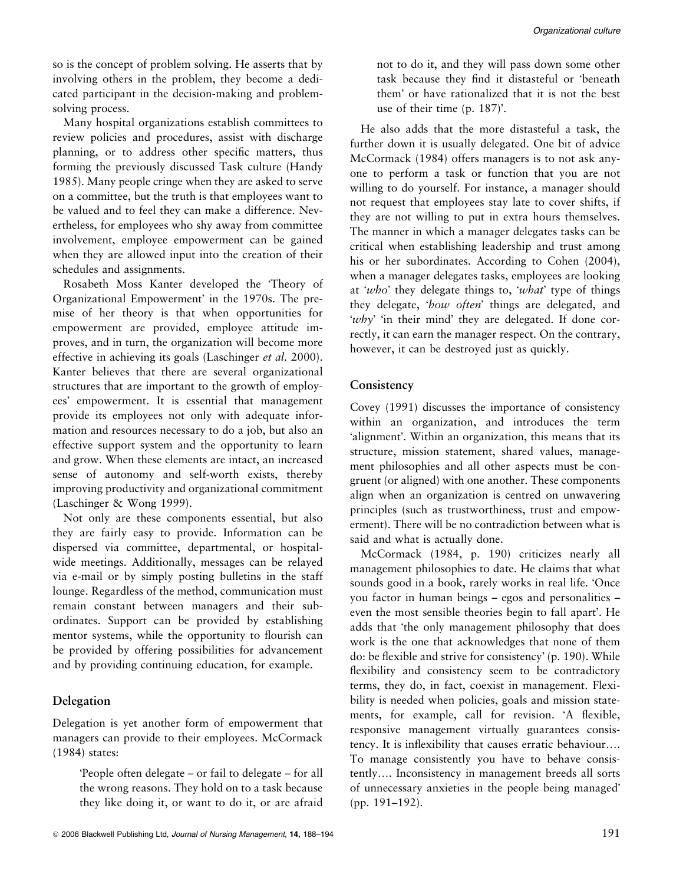so is the concept of problem solving. He asserts that by involving others in the problem, they become a dedicated participant in the decision-making and problem-solving process.

Many hospital organizations establish committees to review policies and procedures, assist with discharge planning, or to address other specific matters, thus forming the previously discussed Task culture (Handy 1985). Many people cringe when they are asked to serve on a committee, but the truth is that employees want to be valued and to feel they can make a difference. Nevertheless, for employees who shy away from committee involvement, employee empowerment can be gained when they are allowed input into the creation of their schedules and assignments.

Rosabeth Moss Kanter developed the 'Theory of Organizational Empowerment' in the 1970s. The premise of her theory is that when opportunities for empowerment are provided, employee attitude improves, and in turn, the organization will become more effective in achieving its goals (Laschinger *et al.* 2000). Kanter believes that there are several organizational structures that are important to the growth of employees' empowerment. It is essential that management provide its employees not only with adequate information and resources necessary to do a job, but also an effective support system and the opportunity to learn and grow. When these elements are intact, an increased sense of autonomy and self-worth exists, thereby improving productivity and organizational commitment (Laschinger & Wong 1999).

Not only are these components essential, but also they are fairly easy to provide. Information can be dispersed via committee, departmental, or hospital-wide meetings. Additionally, messages can be relayed via e-mail or by simply posting bulletins in the staff lounge. Regardless of the method, communication must remain constant between managers and their subordinates. Support can be provided by establishing mentor systems, while the opportunity to flourish can be provided by offering possibilities for advancement and by providing continuing education, for example.

## Delegation

Delegation is yet another form of empowerment that managers can provide to their employees. McCormack (1984) states:

> 'People often delegate – or fail to delegate – for all the wrong reasons. They hold on to a task because they like doing it, or want to do it, or are afraid not to do it, and they will pass down some other task because they find it distasteful or 'beneath them' or have rationalized that it is not the best use of their time (p. 187)'.

He also adds that the more distasteful a task, the further down it is usually delegated. One bit of advice McCormack (1984) offers managers is to not ask anyone to perform a task or function that you are not willing to do yourself. For instance, a manager should not request that employees stay late to cover shifts, if they are not willing to put in extra hours themselves. The manner in which a manager delegates tasks can be critical when establishing leadership and trust among his or her subordinates. According to Cohen (2004), when a manager delegates tasks, employees are looking at '*who*' they delegate things to, '*what*' type of things they delegate, '*how often*' things are delegated, and '*why*' 'in their mind' they are delegated. If done correctly, it can earn the manager respect. On the contrary, however, it can be destroyed just as quickly.

## Consistency

Covey (1991) discusses the importance of consistency within an organization, and introduces the term 'alignment'. Within an organization, this means that its structure, mission statement, shared values, management philosophies and all other aspects must be congruent (or aligned) with one another. These components align when an organization is centred on unwavering principles (such as trustworthiness, trust and empowerment). There will be no contradiction between what is said and what is actually done.

McCormack (1984, p. 190) criticizes nearly all management philosophies to date. He claims that what sounds good in a book, rarely works in real life. 'Once you factor in human beings – egos and personalities – even the most sensible theories begin to fall apart'. He adds that 'the only management philosophy that does work is the one that acknowledges that none of them do: be flexible and strive for consistency' (p. 190). While flexibility and consistency seem to be contradictory terms, they do, in fact, coexist in management. Flexibility is needed when policies, goals and mission statements, for example, call for revision. 'A flexible, responsive management virtually guarantees consistency. It is inflexibility that causes erratic behaviour.... To manage consistently you have to behave consistently.... Inconsistency in management breeds all sorts of unnecessary anxieties in the people being managed' (pp. 191–192).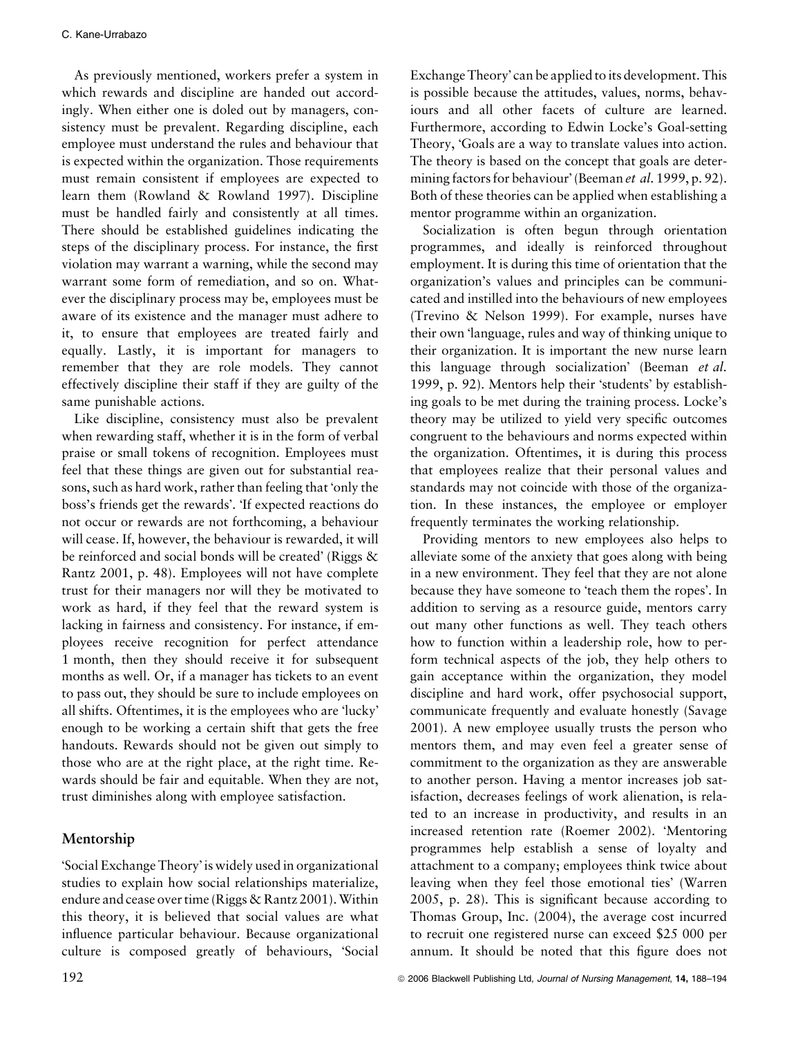As previously mentioned, workers prefer a system in which rewards and discipline are handed out accordingly. When either one is doled out by managers, consistency must be prevalent. Regarding discipline, each employee must understand the rules and behaviour that is expected within the organization. Those requirements must remain consistent if employees are expected to learn them (Rowland & Rowland 1997). Discipline must be handled fairly and consistently at all times. There should be established guidelines indicating the steps of the disciplinary process. For instance, the first violation may warrant a warning, while the second may warrant some form of remediation, and so on. Whatever the disciplinary process may be, employees must be aware of its existence and the manager must adhere to it, to ensure that employees are treated fairly and equally. Lastly, it is important for managers to remember that they are role models. They cannot effectively discipline their staff if they are guilty of the same punishable actions.

Like discipline, consistency must also be prevalent when rewarding staff, whether it is in the form of verbal praise or small tokens of recognition. Employees must feel that these things are given out for substantial reasons, such as hard work, rather than feeling that 'only the boss's friends get the rewards'. 'If expected reactions do not occur or rewards are not forthcoming, a behaviour will cease. If, however, the behaviour is rewarded, it will be reinforced and social bonds will be created' (Riggs & Rantz 2001, p. 48). Employees will not have complete trust for their managers nor will they be motivated to work as hard, if they feel that the reward system is lacking in fairness and consistency. For instance, if employees receive recognition for perfect attendance 1 month, then they should receive it for subsequent months as well. Or, if a manager has tickets to an event to pass out, they should be sure to include employees on all shifts. Oftentimes, it is the employees who are 'lucky' enough to be working a certain shift that gets the free handouts. Rewards should not be given out simply to those who are at the right place, at the right time. Rewards should be fair and equitable. When they are not, trust diminishes along with employee satisfaction.

## Mentorship

'Social Exchange Theory' is widely used in organizational studies to explain how social relationships materialize, endure and cease over time (Riggs & Rantz 2001). Within this theory, it is believed that social values are what influence particular behaviour. Because organizational culture is composed greatly of behaviours, 'Social Exchange Theory' can be applied to its development. This is possible because the attitudes, values, norms, behaviours and all other facets of culture are learned. Furthermore, according to Edwin Locke's Goal-setting Theory, 'Goals are a way to translate values into action. The theory is based on the concept that goals are determining factors for behaviour' (Beeman *et al.* 1999, p. 92). Both of these theories can be applied when establishing a mentor programme within an organization.

Socialization is often begun through orientation programmes, and ideally is reinforced throughout employment. It is during this time of orientation that the organization's values and principles can be communicated and instilled into the behaviours of new employees (Trevino & Nelson 1999). For example, nurses have their own 'language, rules and way of thinking unique to their organization. It is important the new nurse learn this language through socialization' (Beeman *et al.* 1999, p. 92). Mentors help their 'students' by establishing goals to be met during the training process. Locke's theory may be utilized to yield very specific outcomes congruent to the behaviours and norms expected within the organization. Oftentimes, it is during this process that employees realize that their personal values and standards may not coincide with those of the organization. In these instances, the employee or employer frequently terminates the working relationship.

Providing mentors to new employees also helps to alleviate some of the anxiety that goes along with being in a new environment. They feel that they are not alone because they have someone to 'teach them the ropes'. In addition to serving as a resource guide, mentors carry out many other functions as well. They teach others how to function within a leadership role, how to perform technical aspects of the job, they help others to gain acceptance within the organization, they model discipline and hard work, offer psychosocial support, communicate frequently and evaluate honestly (Savage 2001). A new employee usually trusts the person who mentors them, and may even feel a greater sense of commitment to the organization as they are answerable to another person. Having a mentor increases job satisfaction, decreases feelings of work alienation, is related to an increase in productivity, and results in an increased retention rate (Roemer 2002). 'Mentoring programmes help establish a sense of loyalty and attachment to a company; employees think twice about leaving when they feel those emotional ties' (Warren 2005, p. 28). This is significant because according to Thomas Group, Inc. (2004), the average cost incurred to recruit one registered nurse can exceed \$25 000 per annum. It should be noted that this figure does not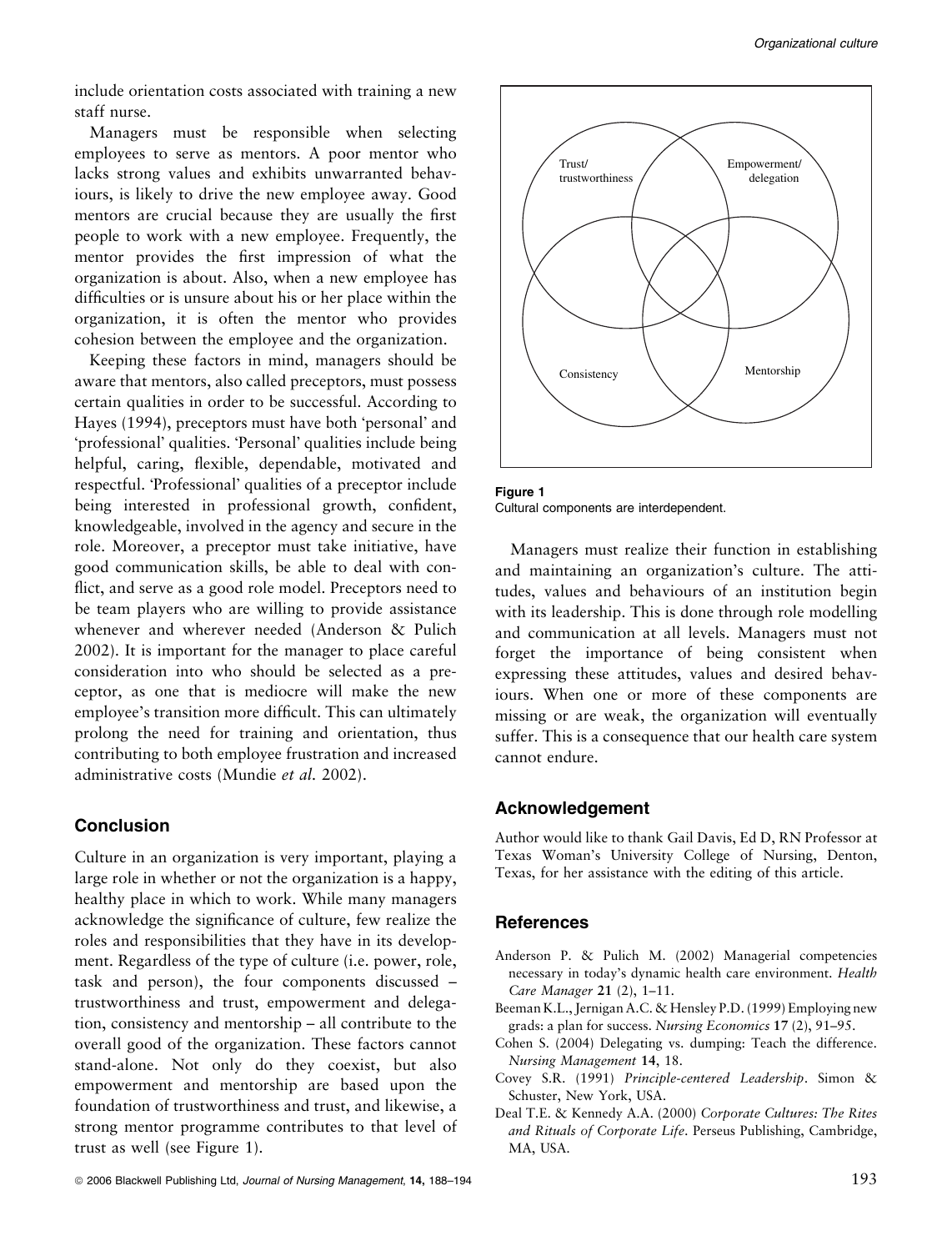include orientation costs associated with training a new staff nurse.

Managers must be responsible when selecting employees to serve as mentors. A poor mentor who lacks strong values and exhibits unwarranted behaviours, is likely to drive the new employee away. Good mentors are crucial because they are usually the first people to work with a new employee. Frequently, the mentor provides the first impression of what the organization is about. Also, when a new employee has difficulties or is unsure about his or her place within the organization, it is often the mentor who provides cohesion between the employee and the organization.

Keeping these factors in mind, managers should be aware that mentors, also called preceptors, must possess certain qualities in order to be successful. According to Hayes (1994), preceptors must have both 'personal' and 'professional' qualities. 'Personal' qualities include being helpful, caring, flexible, dependable, motivated and respectful. 'Professional' qualities of a preceptor include being interested in professional growth, confident, knowledgeable, involved in the agency and secure in the role. Moreover, a preceptor must take initiative, have good communication skills, be able to deal with conflict, and serve as a good role model. Preceptors need to be team players who are willing to provide assistance whenever and wherever needed (Anderson & Pulich 2002). It is important for the manager to place careful consideration into who should be selected as a preceptor, as one that is mediocre will make the new employee's transition more difficult. This can ultimately prolong the need for training and orientation, thus contributing to both employee frustration and increased administrative costs (Mundie *et al.* 2002).

## Conclusion

Culture in an organization is very important, playing a large role in whether or not the organization is a happy, healthy place in which to work. While many managers acknowledge the significance of culture, few realize the roles and responsibilities that they have in its development. Regardless of the type of culture (i.e. power, role, task and person), the four components discussed – trustworthiness and trust, empowerment and delegation, consistency and mentorship – all contribute to the overall good of the organization. These factors cannot stand-alone. Not only do they coexist, but also empowerment and mentorship are based upon the foundation of trustworthiness and trust, and likewise, a strong mentor programme contributes to that level of trust as well (see Figure 1).

Trust/ trustworthiness

Empowerment/ delegation

Consistency

Mentorship

**Figure 1**
Cultural components are interdependent.

Managers must realize their function in establishing and maintaining an organization's culture. The attitudes, values and behaviours of an institution begin with its leadership. This is done through role modelling and communication at all levels. Managers must not forget the importance of being consistent when expressing these attitudes, values and desired behaviours. When one or more of these components are missing or are weak, the organization will eventually suffer. This is a consequence that our health care system cannot endure.

## Acknowledgement

Author would like to thank Gail Davis, Ed D, RN Professor at Texas Woman's University College of Nursing, Denton, Texas, for her assistance with the editing of this article.

## References

Anderson P. & Pulich M. (2002) Managerial competencies necessary in today's dynamic health care environment. *Health Care Manager* **21** (2), 1–11.

Beeman K.L., Jernigan A.C. & Hensley P.D. (1999) Employing new grads: a plan for success. *Nursing Economics* **17** (2), 91–95.

Cohen S. (2004) Delegating vs. dumping: Teach the difference. *Nursing Management* **14**, 18.

Covey S.R. (1991) *Principle-centered Leadership*. Simon & Schuster, New York, USA.

Deal T.E. & Kennedy A.A. (2000) *Corporate Cultures: The Rites and Rituals of Corporate Life*. Perseus Publishing, Cambridge, MA, USA.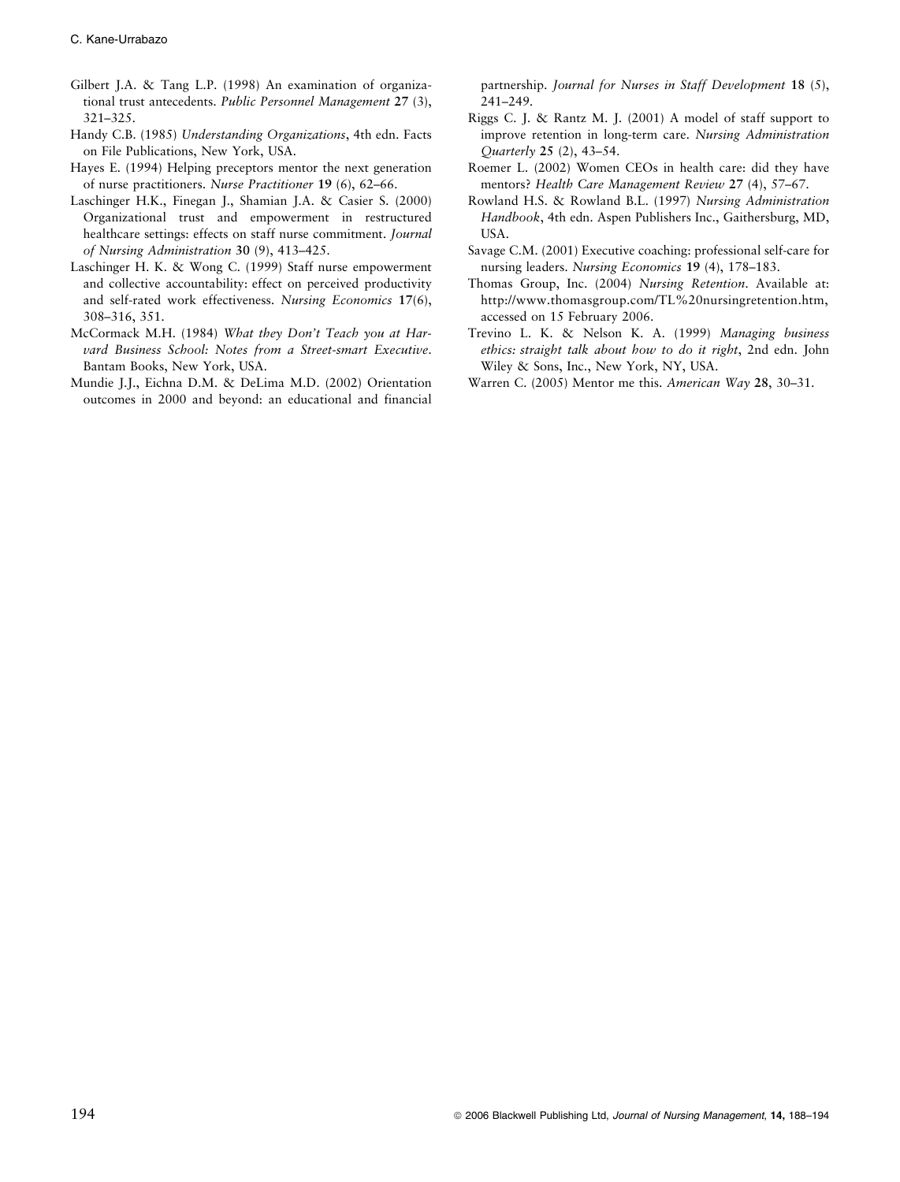Gilbert J.A. & Tang L.P. (1998) An examination of organizational trust antecedents. *Public Personnel Management* **27** (3), 321–325.

Handy C.B. (1985) *Understanding Organizations*, 4th edn. Facts on File Publications, New York, USA.

Hayes E. (1994) Helping preceptors mentor the next generation of nurse practitioners. *Nurse Practitioner* **19** (6), 62–66.

Laschinger H.K., Finegan J., Shamian J.A. & Casier S. (2000) Organizational trust and empowerment in restructured healthcare settings: effects on staff nurse commitment. *Journal of Nursing Administration* **30** (9), 413–425.

Laschinger H. K. & Wong C. (1999) Staff nurse empowerment and collective accountability: effect on perceived productivity and self-rated work effectiveness. *Nursing Economics* **17**(6), 308–316, 351.

McCormack M.H. (1984) *What they Don't Teach you at Harvard Business School: Notes from a Street-smart Executive*. Bantam Books, New York, USA.

Mundie J.J., Eichna D.M. & DeLima M.D. (2002) Orientation outcomes in 2000 and beyond: an educational and financial partnership. *Journal for Nurses in Staff Development* **18** (5), 241–249.

Riggs C. J. & Rantz M. J. (2001) A model of staff support to improve retention in long-term care. *Nursing Administration Quarterly* **25** (2), 43–54.

Roemer L. (2002) Women CEOs in health care: did they have mentors? *Health Care Management Review* **27** (4), 57–67.

Rowland H.S. & Rowland B.L. (1997) *Nursing Administration Handbook*, 4th edn. Aspen Publishers Inc., Gaithersburg, MD, USA.

Savage C.M. (2001) Executive coaching: professional self-care for nursing leaders. *Nursing Economics* **19** (4), 178–183.

Thomas Group, Inc. (2004) *Nursing Retention*. Available at: http://www.thomasgroup.com/TL%20nursingretention.htm, accessed on 15 February 2006.

Trevino L. K. & Nelson K. A. (1999) *Managing business ethics: straight talk about how to do it right*, 2nd edn. John Wiley & Sons, Inc., New York, NY, USA.

Warren C. (2005) Mentor me this. *American Way* **28**, 30–31.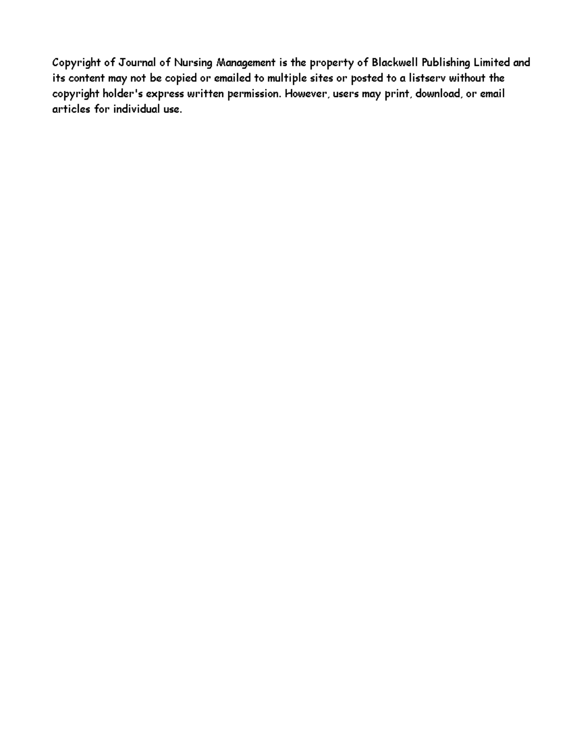Copyright of Journal of Nursing Management is the property of Blackwell Publishing Limited and its content may not be copied or emailed to multiple sites or posted to a listserv without the copyright holder's express written permission. However, users may print, download, or email articles for individual use.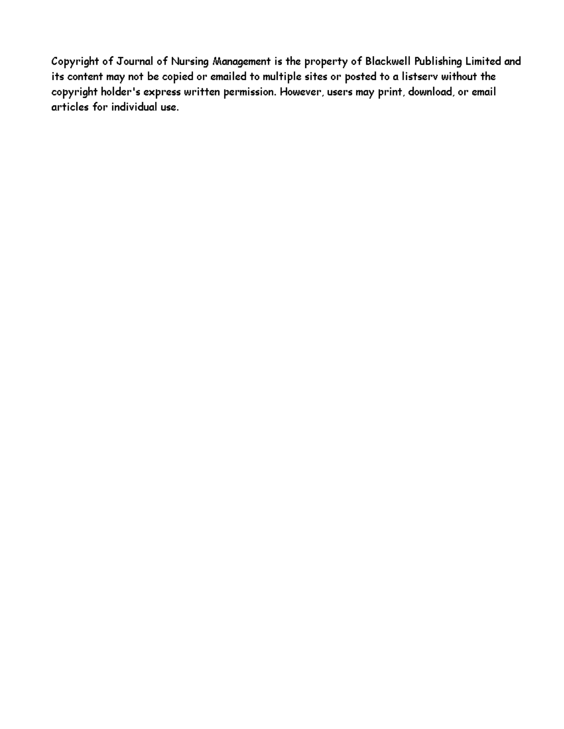Copyright of Journal of Nursing Management is the property of Blackwell Publishing Limited and its content may not be copied or emailed to multiple sites or posted to a listserv without the copyright holder's express written permission. However, users may print, download, or email articles for individual use.